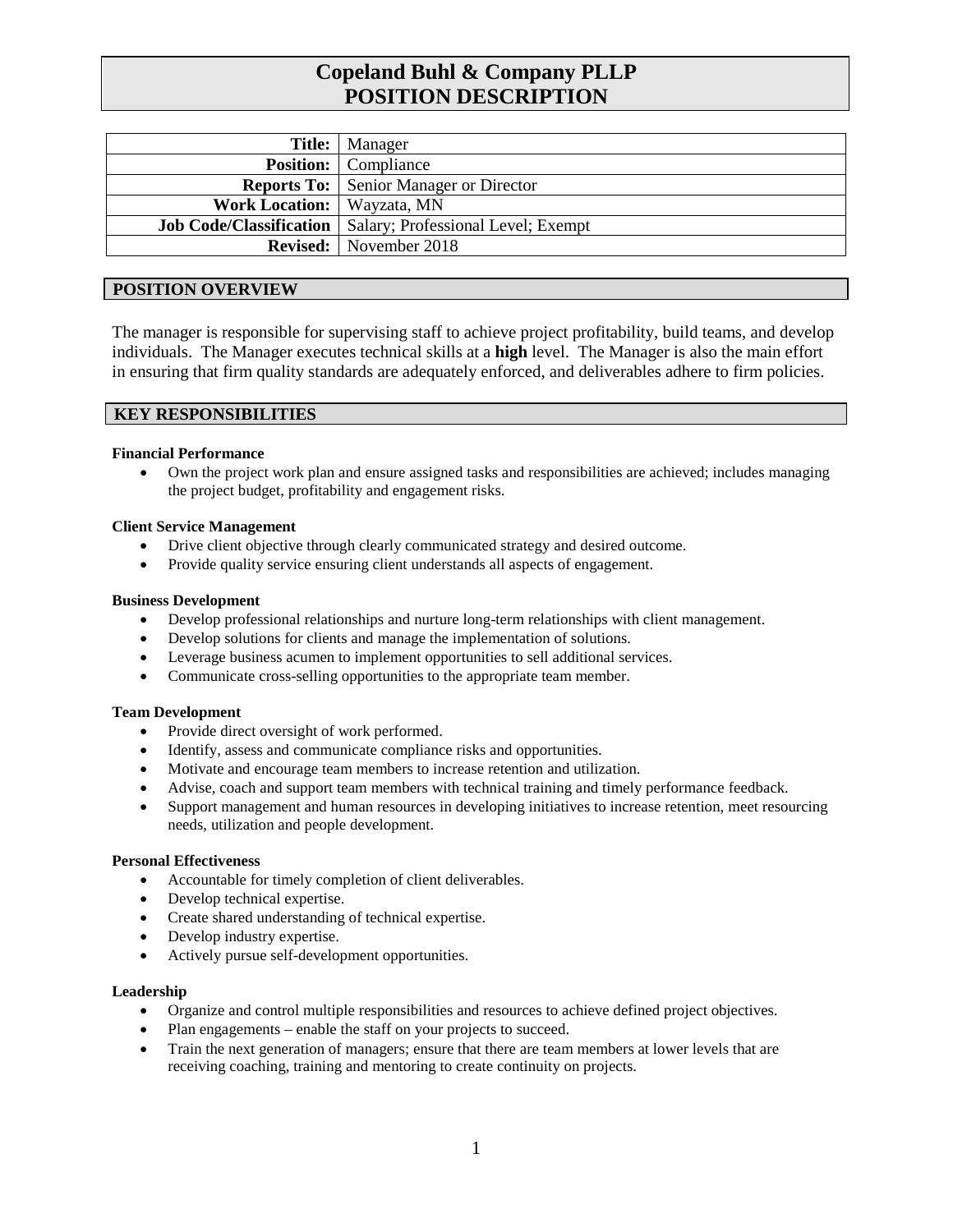# Copeland Buhl & Company PLLP
# POSITION DESCRIPTION

| | |
|---|---|
| **Title:** | Manager |
| **Position:** | Compliance |
| **Reports To:** | Senior Manager or Director |
| **Work Location:** | Wayzata, MN |
| **Job Code/Classification** | Salary; Professional Level; Exempt |
| **Revised:** | November 2018 |

## POSITION OVERVIEW

The manager is responsible for supervising staff to achieve project profitability, build teams, and develop individuals. The Manager executes technical skills at a **high** level. The Manager is also the main effort in ensuring that firm quality standards are adequately enforced, and deliverables adhere to firm policies.

## KEY RESPONSIBILITIES

**Financial Performance**

- Own the project work plan and ensure assigned tasks and responsibilities are achieved; includes managing the project budget, profitability and engagement risks.

**Client Service Management**

- Drive client objective through clearly communicated strategy and desired outcome.
- Provide quality service ensuring client understands all aspects of engagement.

**Business Development**

- Develop professional relationships and nurture long-term relationships with client management.
- Develop solutions for clients and manage the implementation of solutions.
- Leverage business acumen to implement opportunities to sell additional services.
- Communicate cross-selling opportunities to the appropriate team member.

**Team Development**

- Provide direct oversight of work performed.
- Identify, assess and communicate compliance risks and opportunities.
- Motivate and encourage team members to increase retention and utilization.
- Advise, coach and support team members with technical training and timely performance feedback.
- Support management and human resources in developing initiatives to increase retention, meet resourcing needs, utilization and people development.

**Personal Effectiveness**

- Accountable for timely completion of client deliverables.
- Develop technical expertise.
- Create shared understanding of technical expertise.
- Develop industry expertise.
- Actively pursue self-development opportunities.

**Leadership**

- Organize and control multiple responsibilities and resources to achieve defined project objectives.
- Plan engagements – enable the staff on your projects to succeed.
- Train the next generation of managers; ensure that there are team members at lower levels that are receiving coaching, training and mentoring to create continuity on projects.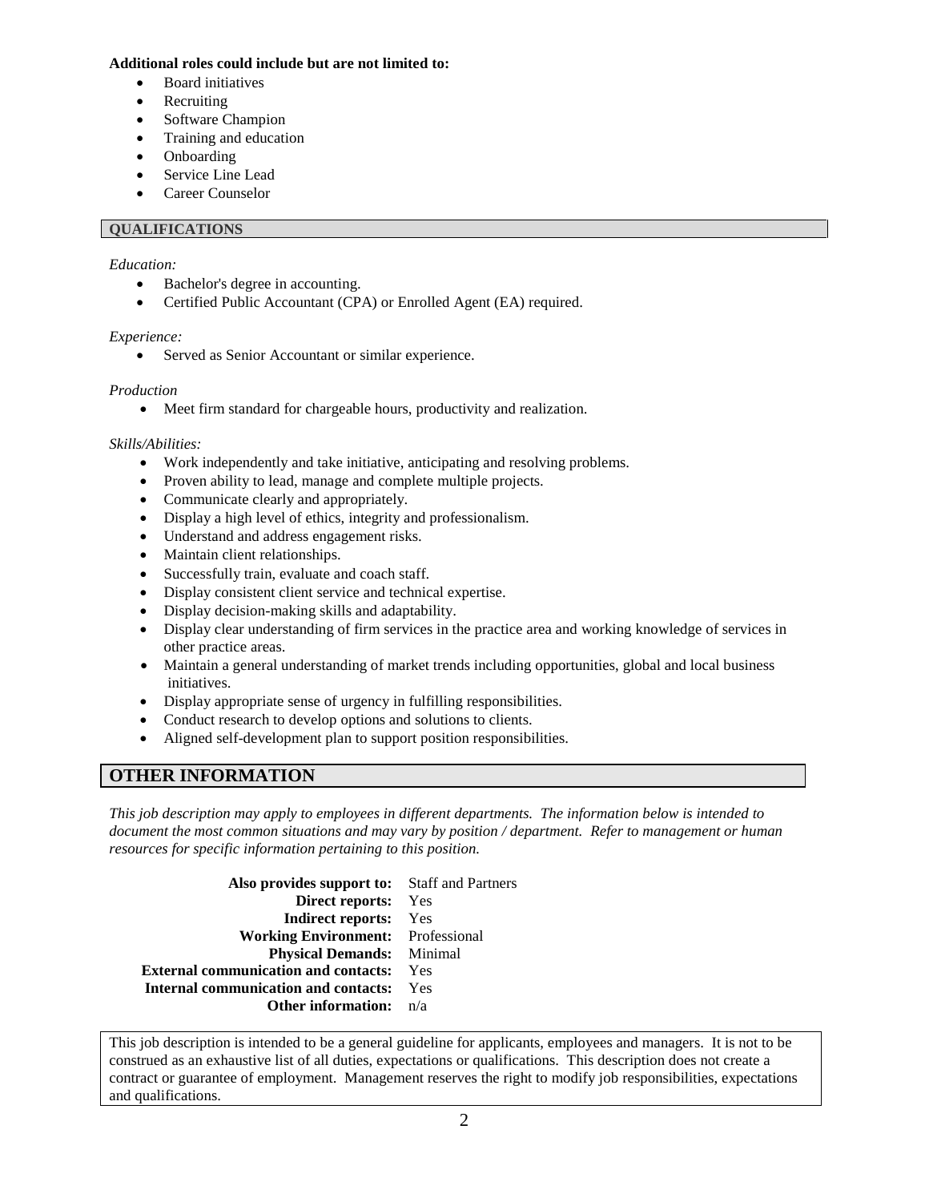**Additional roles could include but are not limited to:**

- Board initiatives
- Recruiting
- Software Champion
- Training and education
- Onboarding
- Service Line Lead
- Career Counselor

## QUALIFICATIONS

*Education:*

- Bachelor's degree in accounting.
- Certified Public Accountant (CPA) or Enrolled Agent (EA) required.

*Experience:*

- Served as Senior Accountant or similar experience.

*Production*

- Meet firm standard for chargeable hours, productivity and realization.

*Skills/Abilities:*

- Work independently and take initiative, anticipating and resolving problems.
- Proven ability to lead, manage and complete multiple projects.
- Communicate clearly and appropriately.
- Display a high level of ethics, integrity and professionalism.
- Understand and address engagement risks.
- Maintain client relationships.
- Successfully train, evaluate and coach staff.
- Display consistent client service and technical expertise.
- Display decision-making skills and adaptability.
- Display clear understanding of firm services in the practice area and working knowledge of services in other practice areas.
- Maintain a general understanding of market trends including opportunities, global and local business initiatives.
- Display appropriate sense of urgency in fulfilling responsibilities.
- Conduct research to develop options and solutions to clients.
- Aligned self-development plan to support position responsibilities.

## OTHER INFORMATION

*This job description may apply to employees in different departments. The information below is intended to document the most common situations and may vary by position / department. Refer to management or human resources for specific information pertaining to this position.*

| | |
|---|---|
| **Also provides support to:** | Staff and Partners |
| **Direct reports:** | Yes |
| **Indirect reports:** | Yes |
| **Working Environment:** | Professional |
| **Physical Demands:** | Minimal |
| **External communication and contacts:** | Yes |
| **Internal communication and contacts:** | Yes |
| **Other information:** | n/a |

This job description is intended to be a general guideline for applicants, employees and managers. It is not to be construed as an exhaustive list of all duties, expectations or qualifications. This description does not create a contract or guarantee of employment. Management reserves the right to modify job responsibilities, expectations and qualifications.